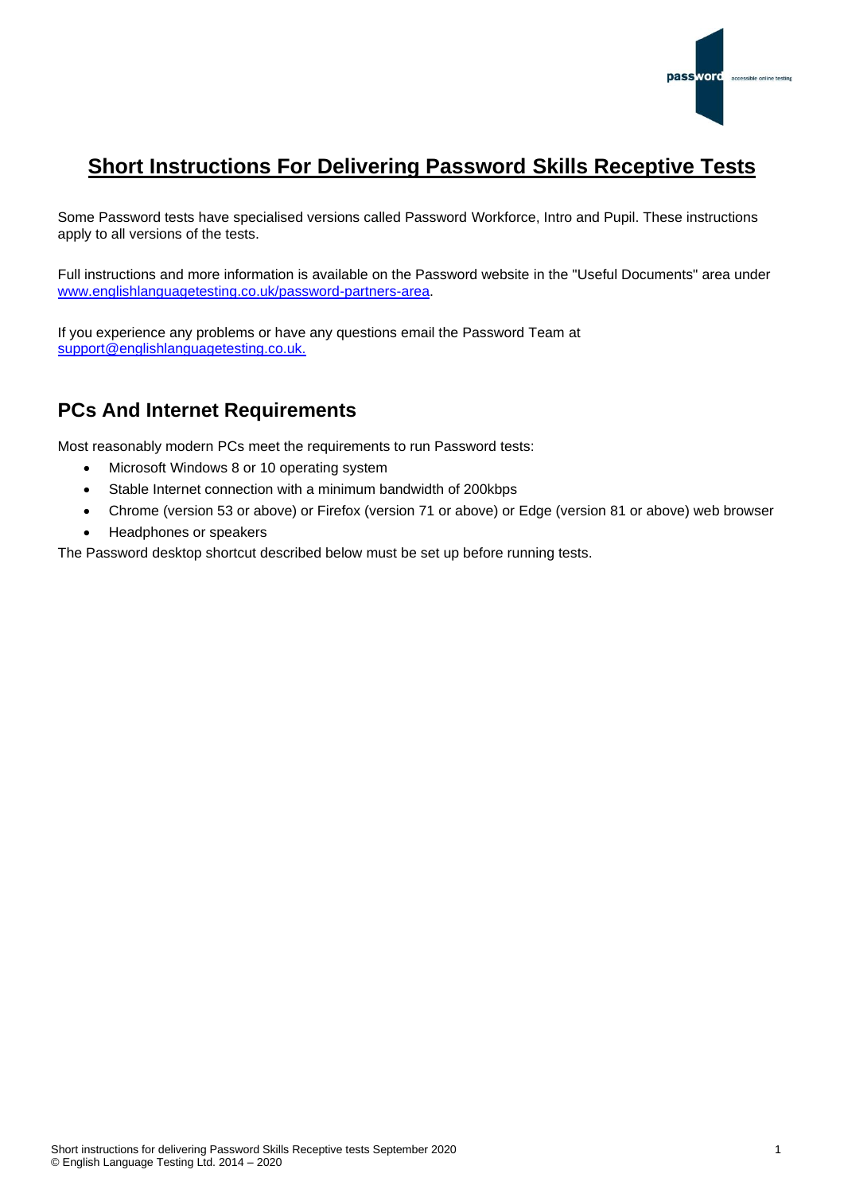# Short Instructions For Delivering Password Skills Receptive Tests

Some Password tests have specialised versions called Password Workforce, Intro and Pupil. These instructions apply to all versions of the tests.

Full instructions and more information is available on the Password website in the "Useful Documents" area under [www.englishlanguagetesting.co.uk/password-partners-area](http://www.englishlanguagetesting.co.uk/password-partners-area).

If you experience any problems or have any questions email the Password Team at [support@englishlanguagetesting.co.uk.](mailto:support@englishlanguagetesting.co.uk)

## PCs And Internet Requirements

Most reasonably modern PCs meet the requirements to run Password tests:

- Microsoft Windows 8 or 10 operating system
- Stable Internet connection with a minimum bandwidth of 200kbps
- Chrome (version 53 or above) or Firefox (version 71 or above) or Edge (version 81 or above) web browser
- Headphones or speakers

The Password desktop shortcut described below must be set up before running tests.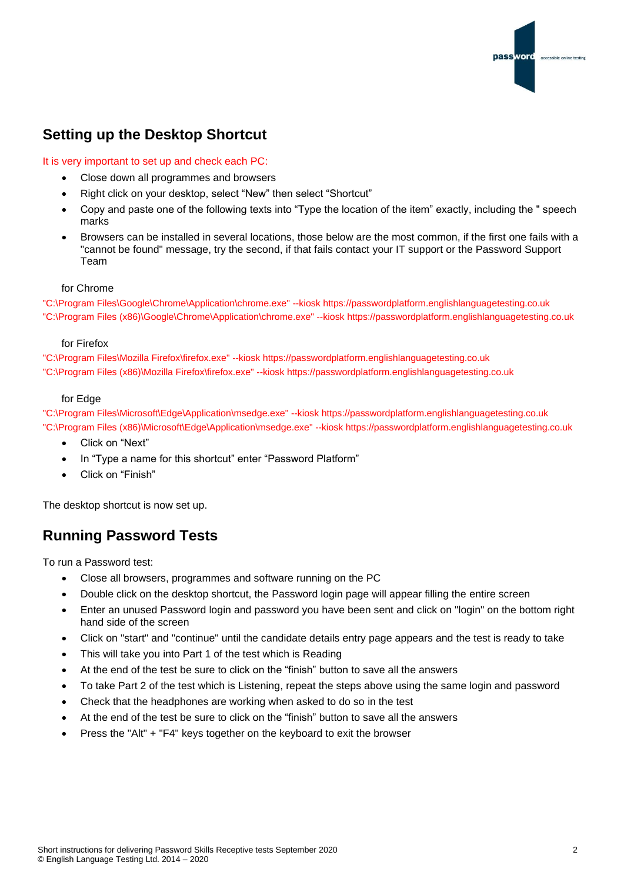## Setting up the Desktop Shortcut

It is very important to set up and check each PC:

- Close down all programmes and browsers
- Right click on your desktop, select "New" then select "Shortcut"
- Copy and paste one of the following texts into "Type the location of the item" exactly, including the " speech marks
- Browsers can be installed in several locations, those below are the most common, if the first one fails with a "cannot be found" message, try the second, if that fails contact your IT support or the Password Support Team

for Chrome

"C:\Program Files\Google\Chrome\Application\chrome.exe" --kiosk https://passwordplatform.englishlanguagetesting.co.uk

"C:\Program Files (x86)\Google\Chrome\Application\chrome.exe" --kiosk https://passwordplatform.englishlanguagetesting.co.uk

for Firefox

"C:\Program Files\Mozilla Firefox\firefox.exe" --kiosk https://passwordplatform.englishlanguagetesting.co.uk

"C:\Program Files (x86)\Mozilla Firefox\firefox.exe" --kiosk https://passwordplatform.englishlanguagetesting.co.uk

for Edge

"C:\Program Files\Microsoft\Edge\Application\msedge.exe" --kiosk https://passwordplatform.englishlanguagetesting.co.uk

"C:\Program Files (x86)\Microsoft\Edge\Application\msedge.exe" --kiosk https://passwordplatform.englishlanguagetesting.co.uk

- Click on "Next"
- In "Type a name for this shortcut" enter "Password Platform"
- Click on "Finish"

The desktop shortcut is now set up.

## Running Password Tests

To run a Password test:

- Close all browsers, programmes and software running on the PC
- Double click on the desktop shortcut, the Password login page will appear filling the entire screen
- Enter an unused Password login and password you have been sent and click on "login" on the bottom right hand side of the screen
- Click on "start" and "continue" until the candidate details entry page appears and the test is ready to take
- This will take you into Part 1 of the test which is Reading
- At the end of the test be sure to click on the "finish" button to save all the answers
- To take Part 2 of the test which is Listening, repeat the steps above using the same login and password
- Check that the headphones are working when asked to do so in the test
- At the end of the test be sure to click on the "finish" button to save all the answers
- Press the "Alt" + "F4" keys together on the keyboard to exit the browser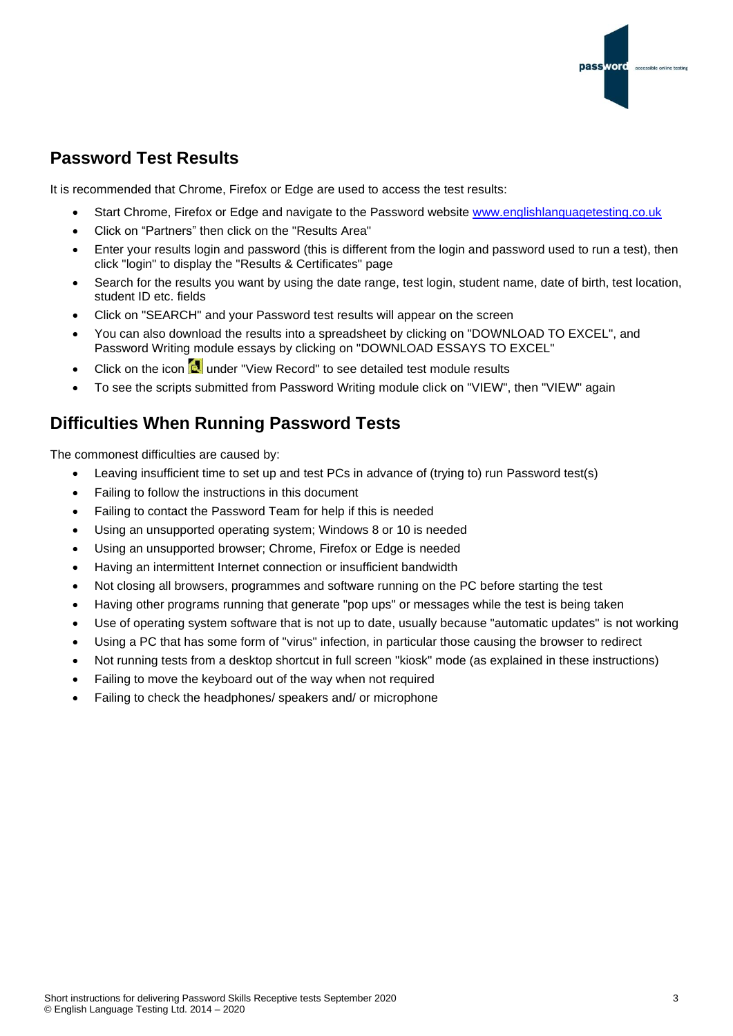## Password Test Results

It is recommended that Chrome, Firefox or Edge are used to access the test results:

- Start Chrome, Firefox or Edge and navigate to the Password website www.englishlanguagetesting.co.uk
- Click on “Partners” then click on the "Results Area"
- Enter your results login and password (this is different from the login and password used to run a test), then click "login" to display the "Results & Certificates" page
- Search for the results you want by using the date range, test login, student name, date of birth, test location, student ID etc. fields
- Click on "SEARCH" and your Password test results will appear on the screen
- You can also download the results into a spreadsheet by clicking on "DOWNLOAD TO EXCEL", and Password Writing module essays by clicking on "DOWNLOAD ESSAYS TO EXCEL"
- Click on the icon under "View Record" to see detailed test module results
- To see the scripts submitted from Password Writing module click on "VIEW", then "VIEW" again

## Difficulties When Running Password Tests

The commonest difficulties are caused by:

- Leaving insufficient time to set up and test PCs in advance of (trying to) run Password test(s)
- Failing to follow the instructions in this document
- Failing to contact the Password Team for help if this is needed
- Using an unsupported operating system; Windows 8 or 10 is needed
- Using an unsupported browser; Chrome, Firefox or Edge is needed
- Having an intermittent Internet connection or insufficient bandwidth
- Not closing all browsers, programmes and software running on the PC before starting the test
- Having other programs running that generate "pop ups" or messages while the test is being taken
- Use of operating system software that is not up to date, usually because "automatic updates" is not working
- Using a PC that has some form of "virus" infection, in particular those causing the browser to redirect
- Not running tests from a desktop shortcut in full screen "kiosk" mode (as explained in these instructions)
- Failing to move the keyboard out of the way when not required
- Failing to check the headphones/ speakers and/ or microphone